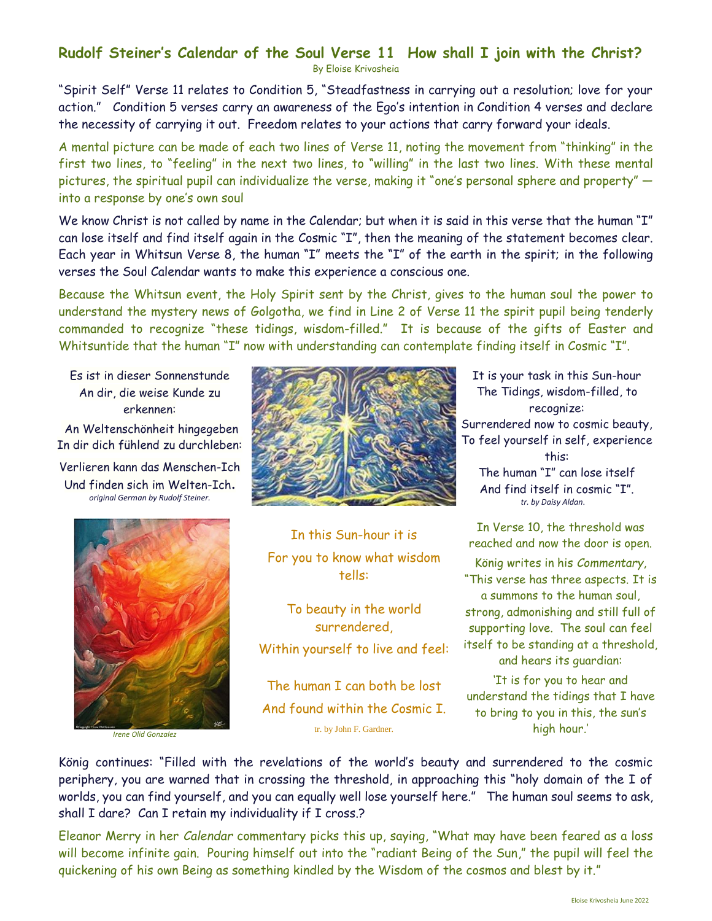## Rudolf Steiner's Calendar of the Soul Verse 11 How shall I join with the Christ?

By Eloise Krivosheia

"Spirit Self" Verse 11 relates to Condition 5, "Steadfastness in carrying out a resolution; love for your action." Condition 5 verses carry an awareness of the Ego's intention in Condition 4 verses and declare the necessity of carrying it out. Freedom relates to your actions that carry forward your ideals.

A mental picture can be made of each two lines of Verse 11, noting the movement from "thinking" in the first two lines, to "feeling" in the next two lines, to "willing" in the last two lines. With these mental pictures, the spiritual pupil can individualize the verse, making it "one's personal sphere and property" — into a response by one's own soul

We know Christ is not called by name in the Calendar; but when it is said in this verse that the human "I" can lose itself and find itself again in the Cosmic "I", then the meaning of the statement becomes clear. Each year in Whitsun Verse 8, the human "I" meets the "I" of the earth in the spirit; in the following verses the Soul Calendar wants to make this experience a conscious one.

Because the Whitsun event, the Holy Spirit sent by the Christ, gives to the human soul the power to understand the mystery news of Golgotha, we find in Line 2 of Verse 11 the spirit pupil being tenderly commanded to recognize "these tidings, wisdom-filled." It is because of the gifts of Easter and Whitsuntide that the human "I" now with understanding can contemplate finding itself in Cosmic "I".

Es ist in dieser Sonnenstunde
An dir, die weise Kunde zu erkennen:
An Weltenschönheit hingegeben
In dir dich fühlend zu durchleben:
Verlieren kann das Menschen-Ich
Und finden sich im Welten-Ich.

*original German by Rudolf Steiner.*

It is your task in this Sun-hour
The Tidings, wisdom-filled, to recognize:
Surrendered now to cosmic beauty,
To feel yourself in self, experience this:
The human "I" can lose itself
And find itself in cosmic "I".

*tr. by Daisy Aldan.*

*Irene Olid Gonzalez*

In this Sun-hour it is
For you to know what wisdom tells:

To beauty in the world surrendered,
Within yourself to live and feel:

The human I can both be lost
And found within the Cosmic I.

tr. by John F. Gardner.

In Verse 10, the threshold was reached and now the door is open.

König writes in his *Commentary*, "This verse has three aspects. It is a summons to the human soul, strong, admonishing and still full of supporting love. The soul can feel itself to be standing at a threshold, and hears its guardian:

'It is for you to hear and understand the tidings that I have to bring to you in this, the sun's high hour.'

König continues: "Filled with the revelations of the world's beauty and surrendered to the cosmic periphery, you are warned that in crossing the threshold, in approaching this "holy domain of the I of worlds, you can find yourself, and you can equally well lose yourself here." The human soul seems to ask, shall I dare? Can I retain my individuality if I cross.?

Eleanor Merry in her *Calendar* commentary picks this up, saying, "What may have been feared as a loss will become infinite gain. Pouring himself out into the "radiant Being of the Sun," the pupil will feel the quickening of his own Being as something kindled by the Wisdom of the cosmos and blest by it."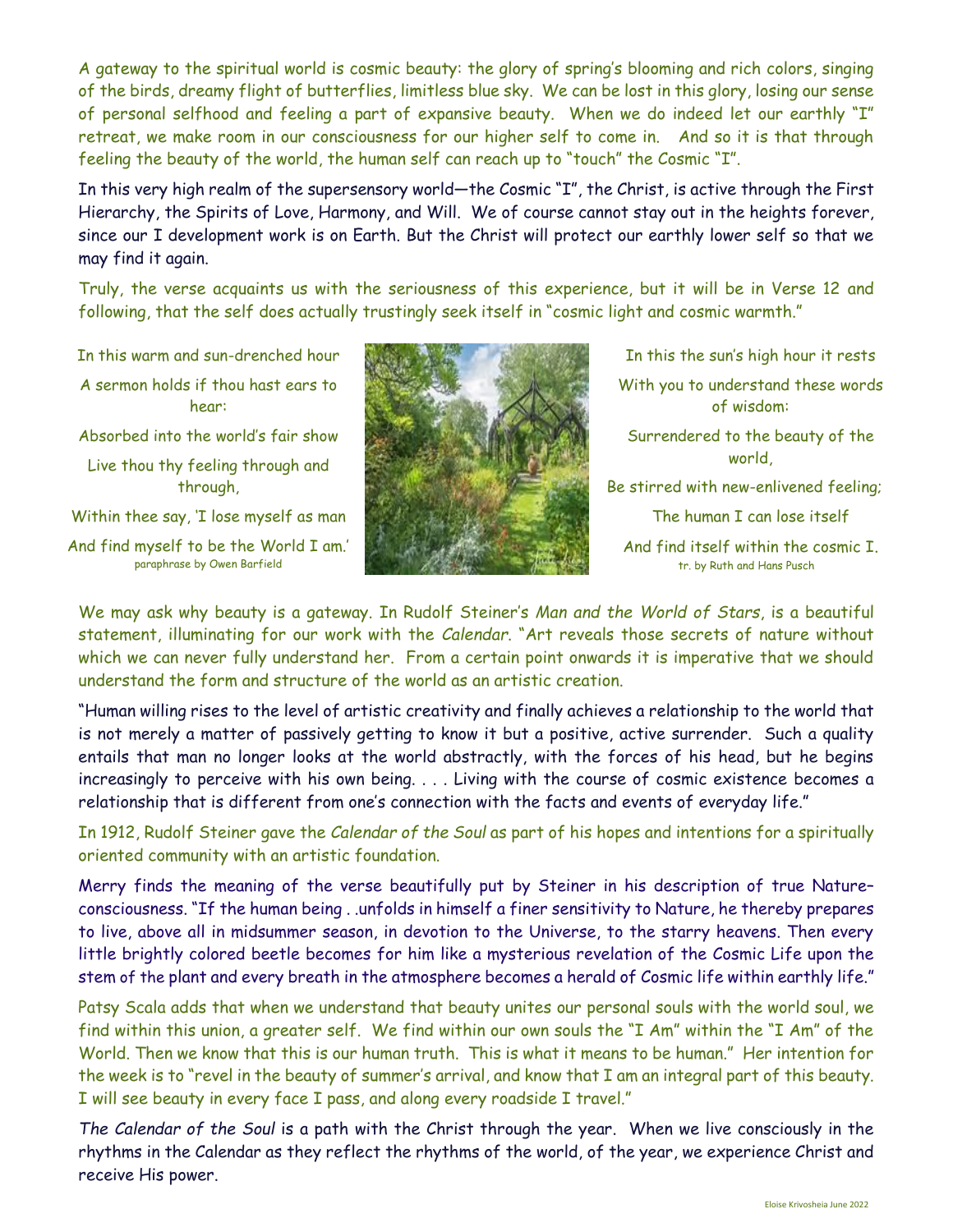A gateway to the spiritual world is cosmic beauty: the glory of spring's blooming and rich colors, singing of the birds, dreamy flight of butterflies, limitless blue sky. We can be lost in this glory, losing our sense of personal selfhood and feeling a part of expansive beauty. When we do indeed let our earthly "I" retreat, we make room in our consciousness for our higher self to come in. And so it is that through feeling the beauty of the world, the human self can reach up to "touch" the Cosmic "I".

In this very high realm of the supersensory world—the Cosmic "I", the Christ, is active through the First Hierarchy, the Spirits of Love, Harmony, and Will. We of course cannot stay out in the heights forever, since our I development work is on Earth. But the Christ will protect our earthly lower self so that we may find it again.

Truly, the verse acquaints us with the seriousness of this experience, but it will be in Verse 12 and following, that the self does actually trustingly seek itself in "cosmic light and cosmic warmth."

In this warm and sun-drenched hour
A sermon holds if thou hast ears to hear:
Absorbed into the world's fair show
Live thou thy feeling through and through,
Within thee say, 'I lose myself as man
And find myself to be the World I am.'
paraphrase by Owen Barfield

In this the sun's high hour it rests
With you to understand these words of wisdom:
Surrendered to the beauty of the world,
Be stirred with new-enlivened feeling;
The human I can lose itself
And find itself within the cosmic I.
tr. by Ruth and Hans Pusch

We may ask why beauty is a gateway. In Rudolf Steiner's *Man and the World of Stars*, is a beautiful statement, illuminating for our work with the *Calendar*. "Art reveals those secrets of nature without which we can never fully understand her. From a certain point onwards it is imperative that we should understand the form and structure of the world as an artistic creation.

"Human willing rises to the level of artistic creativity and finally achieves a relationship to the world that is not merely a matter of passively getting to know it but a positive, active surrender. Such a quality entails that man no longer looks at the world abstractly, with the forces of his head, but he begins increasingly to perceive with his own being. . . . Living with the course of cosmic existence becomes a relationship that is different from one's connection with the facts and events of everyday life."

In 1912, Rudolf Steiner gave the *Calendar of the Soul* as part of his hopes and intentions for a spiritually oriented community with an artistic foundation.

Merry finds the meaning of the verse beautifully put by Steiner in his description of true Nature–consciousness. "If the human being . .unfolds in himself a finer sensitivity to Nature, he thereby prepares to live, above all in midsummer season, in devotion to the Universe, to the starry heavens. Then every little brightly colored beetle becomes for him like a mysterious revelation of the Cosmic Life upon the stem of the plant and every breath in the atmosphere becomes a herald of Cosmic life within earthly life."

Patsy Scala adds that when we understand that beauty unites our personal souls with the world soul, we find within this union, a greater self. We find within our own souls the "I Am" within the "I Am" of the World. Then we know that this is our human truth. This is what it means to be human." Her intention for the week is to "revel in the beauty of summer's arrival, and know that I am an integral part of this beauty. I will see beauty in every face I pass, and along every roadside I travel."

*The Calendar of the Soul* is a path with the Christ through the year. When we live consciously in the rhythms in the Calendar as they reflect the rhythms of the world, of the year, we experience Christ and receive His power.

Eloise Krivosheia June 2022